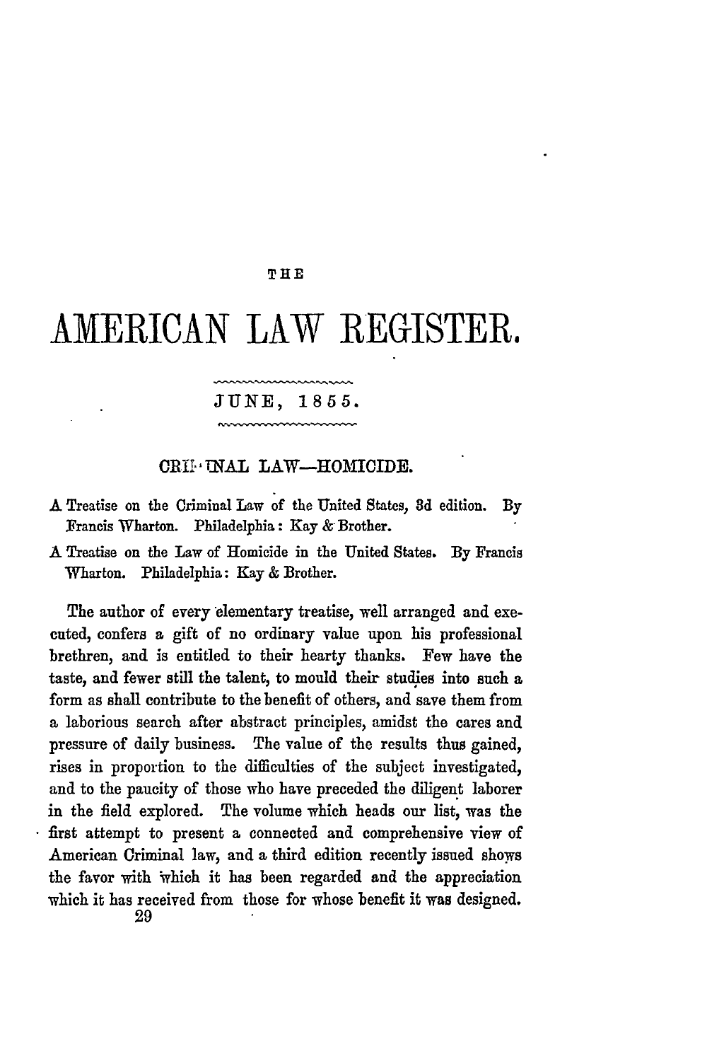THE

# AMERICAN LAW REGISTER.

## JUNE, 1855.

### CRIMINAL LAW—HOMICIDE.

A Treatise on the Criminal Law of the United States, 3d edition. By Francis Wharton. Philadelphia: Kay & Brother.

A Treatise on the Law of Homicide in the United States. By Francis Wharton. Philadelphia: Kay & Brother.

The author of every elementary treatise, well arranged and executed, confers a gift of no ordinary value upon his professional brethren, and is entitled to their hearty thanks. Few have the taste, and fewer still the talent, to mould their studies into such a form as shall contribute to the benefit of others, and save them from a laborious search after abstract principles, amidst the cares and pressure of daily business. The value of the results thus gained, rises in proportion to the difficulties of the subject investigated, and to the paucity of those who have preceded the diligent laborer in the field explored. The volume which heads our list, was the first attempt to present a connected and comprehensive view of American Criminal law, and a third edition recently issued shows the favor with which it has been regarded and the appreciation which it has received from those for whose benefit it was designed.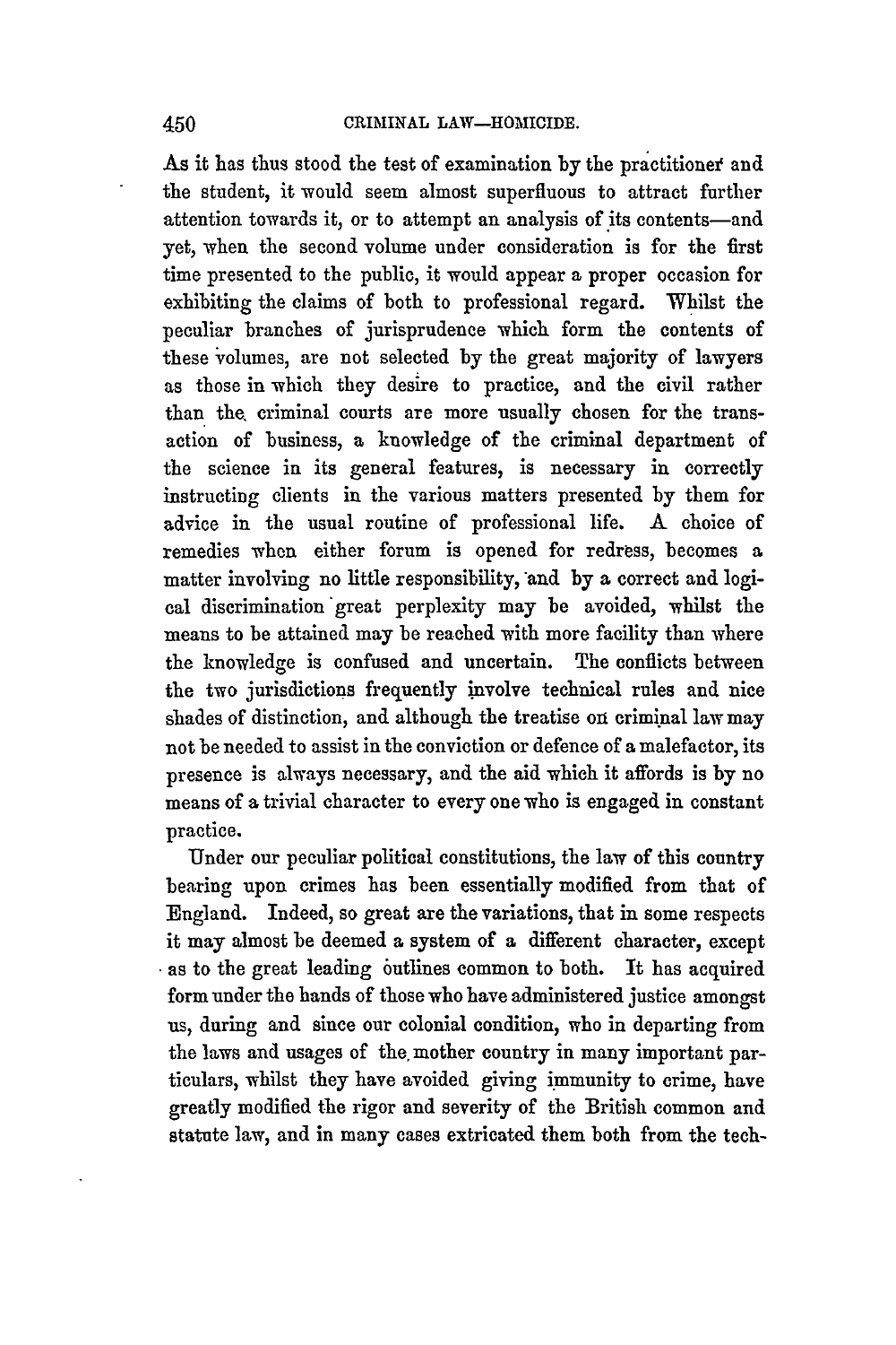As it has thus stood the test of examination by the practitioner and the student, it would seem almost superfluous to attract further attention towards it, or to attempt an analysis of its contents—and yet, when the second volume under consideration is for the first time presented to the public, it would appear a proper occasion for exhibiting the claims of both to professional regard. Whilst the peculiar branches of jurisprudence which form the contents of these volumes, are not selected by the great majority of lawyers as those in which they desire to practice, and the civil rather than the criminal courts are more usually chosen for the transaction of business, a knowledge of the criminal department of the science in its general features, is necessary in correctly instructing clients in the various matters presented by them for advice in the usual routine of professional life. A choice of remedies when either forum is opened for redress, becomes a matter involving no little responsibility, and by a correct and logical discrimination great perplexity may be avoided, whilst the means to be attained may be reached with more facility than where the knowledge is confused and uncertain. The conflicts between the two jurisdictions frequently involve technical rules and nice shades of distinction, and although the treatise on criminal law may not be needed to assist in the conviction or defence of a malefactor, its presence is always necessary, and the aid which it affords is by no means of a trivial character to every one who is engaged in constant practice.

Under our peculiar political constitutions, the law of this country bearing upon crimes has been essentially modified from that of England. Indeed, so great are the variations, that in some respects it may almost be deemed a system of a different character, except as to the great leading outlines common to both. It has acquired form under the hands of those who have administered justice amongst us, during and since our colonial condition, who in departing from the laws and usages of the mother country in many important particulars, whilst they have avoided giving immunity to crime, have greatly modified the rigor and severity of the British common and statute law, and in many cases extricated them both from the tech-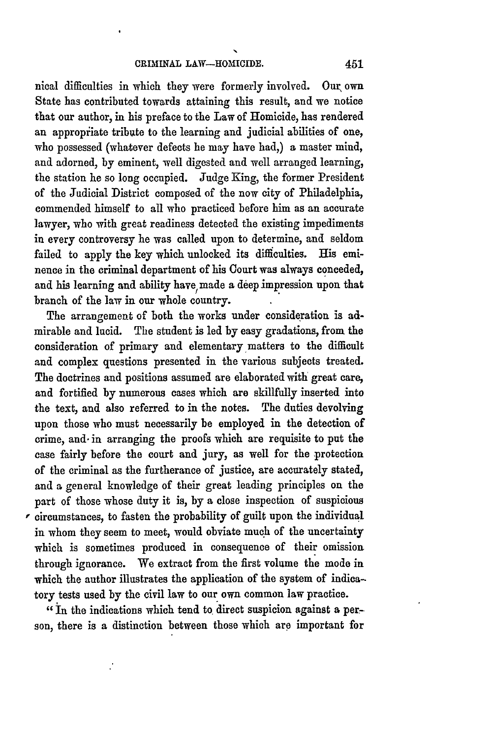nical difficulties in which they were formerly involved. Our own State has contributed towards attaining this result, and we notice that our author, in his preface to the Law of Homicide, has rendered an appropriate tribute to the learning and judicial abilities of one, who possessed (whatever defects he may have had,) a master mind, and adorned, by eminent, well digested and well arranged learning, the station he so long occupied. Judge King, the former President of the Judicial District composed of the now city of Philadelphia, commended himself to all who practiced before him as an accurate lawyer, who with great readiness detected the existing impediments in every controversy he was called upon to determine, and seldom failed to apply the key which unlocked its difficulties. His eminence in the criminal department of his Court was always conceded, and his learning and ability have made a deep impression upon that branch of the law in our whole country.

The arrangement of both the works under consideration is admirable and lucid. The student is led by easy gradations, from the consideration of primary and elementary matters to the difficult and complex questions presented in the various subjects treated. The doctrines and positions assumed are elaborated with great care, and fortified by numerous cases which are skillfully inserted into the text, and also referred to in the notes. The duties devolving upon those who must necessarily be employed in the detection of crime, and in arranging the proofs which are requisite to put the case fairly before the court and jury, as well for the protection of the criminal as the furtherance of justice, are accurately stated, and a general knowledge of their great leading principles on the part of those whose duty it is, by a close inspection of suspicious circumstances, to fasten the probability of guilt upon the individual in whom they seem to meet, would obviate much of the uncertainty which is sometimes produced in consequence of their omission through ignorance. We extract from the first volume the mode in which the author illustrates the application of the system of indicatory tests used by the civil law to our own common law practice.

"In the indications which tend to direct suspicion against a person, there is a distinction between those which are important for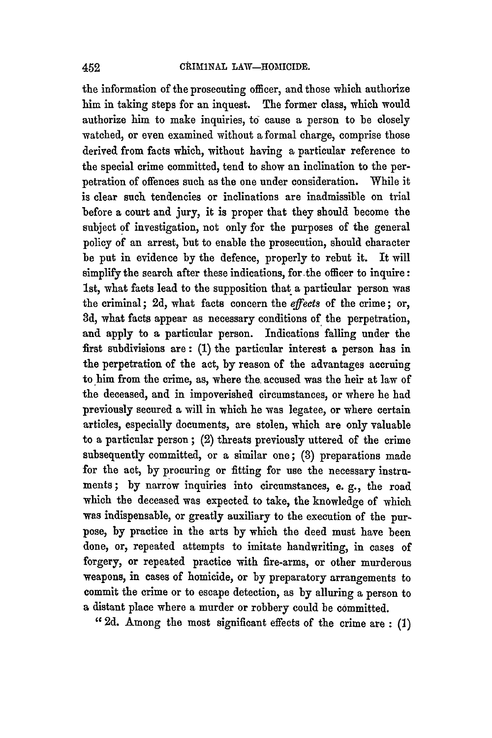the information of the prosecuting officer, and those which authorize him in taking steps for an inquest. The former class, which would authorize him to make inquiries, to cause a person to be closely watched, or even examined without a formal charge, comprise those derived from facts which, without having a particular reference to the special crime committed, tend to show an inclination to the perpetration of offences such as the one under consideration. While it is clear such tendencies or inclinations are inadmissible on trial before a court and jury, it is proper that they should become the subject of investigation, not only for the purposes of the general policy of an arrest, but to enable the prosecution, should character be put in evidence by the defence, properly to rebut it. It will simplify the search after these indications, for the officer to inquire: 1st, what facts lead to the supposition that a particular person was the criminal; 2d, what facts concern the *effects* of the crime; or, 3d, what facts appear as necessary conditions of the perpetration, and apply to a particular person. Indications falling under the first subdivisions are: (1) the particular interest a person has in the perpetration of the act, by reason of the advantages accruing to him from the crime, as, where the accused was the heir at law of the deceased, and in impoverished circumstances, or where he had previously secured a will in which he was legatee, or where certain articles, especially documents, are stolen, which are only valuable to a particular person; (2) threats previously uttered of the crime subsequently committed, or a similar one; (3) preparations made for the act, by procuring or fitting for use the necessary instruments; by narrow inquiries into circumstances, e. g., the road which the deceased was expected to take, the knowledge of which was indispensable, or greatly auxiliary to the execution of the purpose, by practice in the arts by which the deed must have been done, or, repeated attempts to imitate handwriting, in cases of forgery, or repeated practice with fire-arms, or other murderous weapons, in cases of homicide, or by preparatory arrangements to commit the crime or to escape detection, as by alluring a person to a distant place where a murder or robbery could be committed.

"2d. Among the most significant effects of the crime are: (1)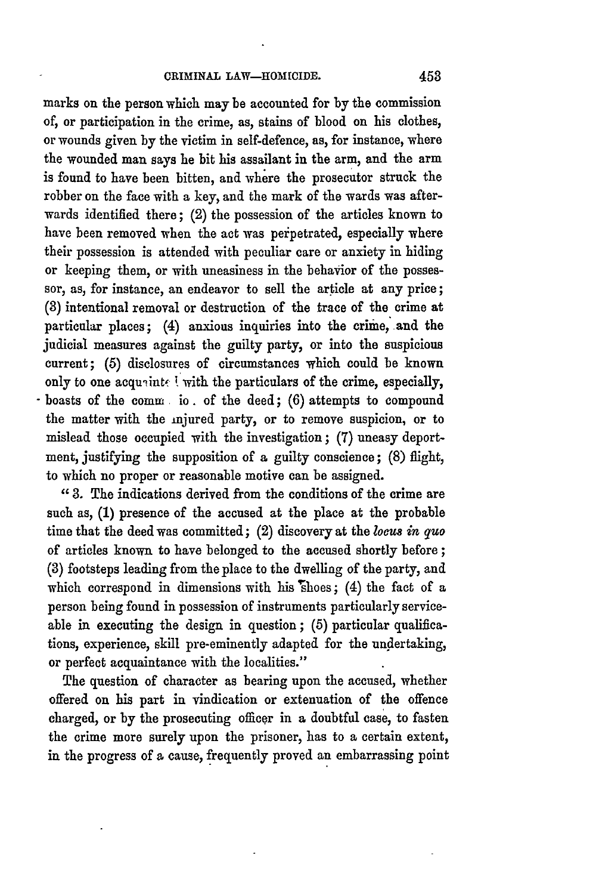marks on the person which may be accounted for by the commission of, or participation in the crime, as, stains of blood on his clothes, or wounds given by the victim in self-defence, as, for instance, where the wounded man says he bit his assailant in the arm, and the arm is found to have been bitten, and where the prosecutor struck the robber on the face with a key, and the mark of the wards was afterwards identified there; (2) the possession of the articles known to have been removed when the act was perpetrated, especially where their possession is attended with peculiar care or anxiety in hiding or keeping them, or with uneasiness in the behavior of the possessor, as, for instance, an endeavor to sell the article at any price; (3) intentional removal or destruction of the trace of the crime at particular places; (4) anxious inquiries into the crime, and the judicial measures against the guilty party, or into the suspicious current; (5) disclosures of circumstances which could be known only to one acquainted with the particulars of the crime, especially, boasts of the commission of the deed; (6) attempts to compound the matter with the injured party, or to remove suspicion, or to mislead those occupied with the investigation; (7) uneasy deportment, justifying the supposition of a guilty conscience; (8) flight, to which no proper or reasonable motive can be assigned.

"3. The indications derived from the conditions of the crime are such as, (1) presence of the accused at the place at the probable time that the deed was committed; (2) discovery at the *locus in quo* of articles known to have belonged to the accused shortly before; (3) footsteps leading from the place to the dwelling of the party, and which correspond in dimensions with his shoes; (4) the fact of a person being found in possession of instruments particularly serviceable in executing the design in question; (5) particular qualifications, experience, skill pre-eminently adapted for the undertaking, or perfect acquaintance with the localities."

The question of character as bearing upon the accused, whether offered on his part in vindication or extenuation of the offence charged, or by the prosecuting officer in a doubtful case, to fasten the crime more surely upon the prisoner, has to a certain extent, in the progress of a cause, frequently proved an embarrassing point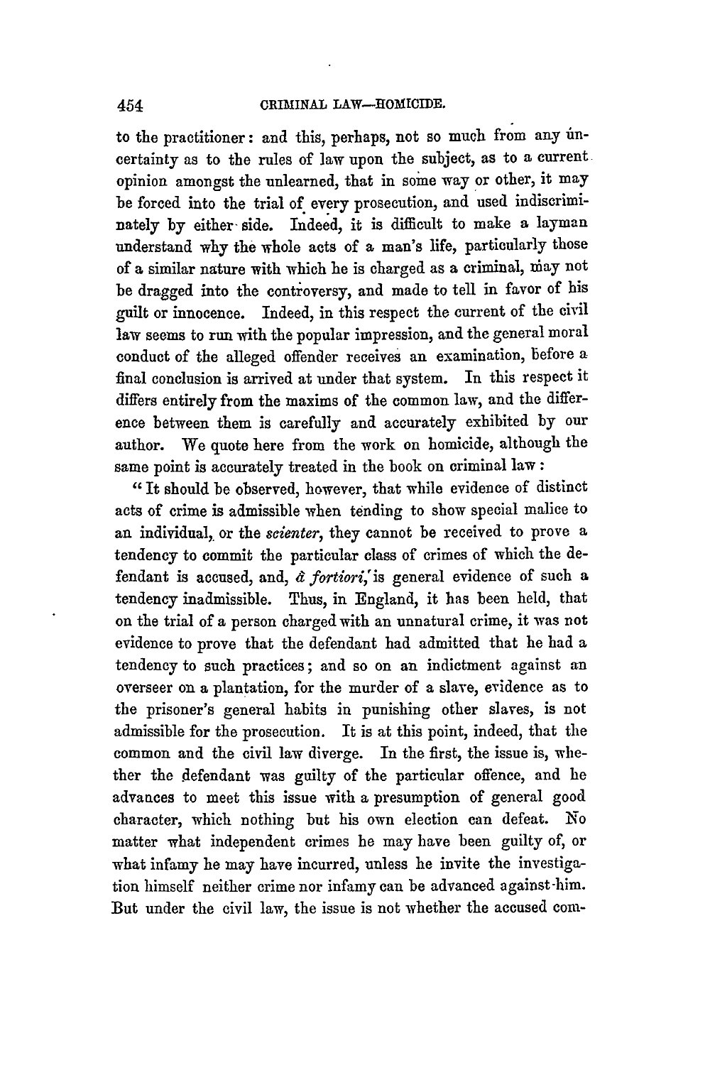to the practitioner: and this, perhaps, not so much from any uncertainty as to the rules of law upon the subject, as to a current opinion amongst the unlearned, that in some way or other, it may be forced into the trial of every prosecution, and used indiscriminately by either side. Indeed, it is difficult to make a layman understand why the whole acts of a man's life, particularly those of a similar nature with which he is charged as a criminal, may not be dragged into the controversy, and made to tell in favor of his guilt or innocence. Indeed, in this respect the current of the civil law seems to run with the popular impression, and the general moral conduct of the alleged offender receives an examination, before a final conclusion is arrived at under that system. In this respect it differs entirely from the maxims of the common law, and the difference between them is carefully and accurately exhibited by our author. We quote here from the work on homicide, although the same point is accurately treated in the book on criminal law:

"It should be observed, however, that while evidence of distinct acts of crime is admissible when tending to show special malice to an individual, or the *scienter*, they cannot be received to prove a tendency to commit the particular class of crimes of which the defendant is accused, and, *à fortiori*, is general evidence of such a tendency inadmissible. Thus, in England, it has been held, that on the trial of a person charged with an unnatural crime, it was not evidence to prove that the defendant had admitted that he had a tendency to such practices; and so on an indictment against an overseer on a plantation, for the murder of a slave, evidence as to the prisoner's general habits in punishing other slaves, is not admissible for the prosecution. It is at this point, indeed, that the common and the civil law diverge. In the first, the issue is, whether the defendant was guilty of the particular offence, and he advances to meet this issue with a presumption of general good character, which nothing but his own election can defeat. No matter what independent crimes he may have been guilty of, or what infamy he may have incurred, unless he invite the investigation himself neither crime nor infamy can be advanced against him. But under the civil law, the issue is not whether the accused com-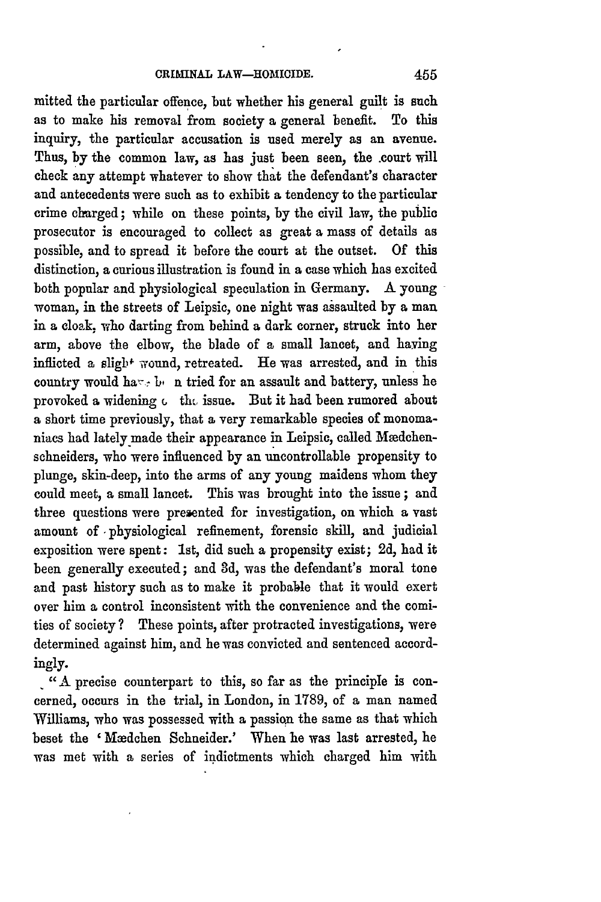mitted the particular offence, but whether his general guilt is such as to make his removal from society a general benefit. To this inquiry, the particular accusation is used merely as an avenue. Thus, by the common law, as has just been seen, the court will check any attempt whatever to show that the defendant's character and antecedents were such as to exhibit a tendency to the particular crime charged; while on these points, by the civil law, the public prosecutor is encouraged to collect as great a mass of details as possible, and to spread it before the court at the outset. Of this distinction, a curious illustration is found in a case which has excited both popular and physiological speculation in Germany. A young woman, in the streets of Leipsic, one night was assaulted by a man in a cloak, who darting from behind a dark corner, struck into her arm, above the elbow, the blade of a small lancet, and having inflicted a slight wound, retreated. He was arrested, and in this country would have been tried for an assault and battery, unless he provoked a widening of the issue. But it had been rumored about a short time previously, that a very remarkable species of monomaniacs had lately made their appearance in Leipsic, called Mædchenschneiders, who were influenced by an uncontrollable propensity to plunge, skin-deep, into the arms of any young maidens whom they could meet, a small lancet. This was brought into the issue; and three questions were presented for investigation, on which a vast amount of physiological refinement, forensic skill, and judicial exposition were spent: 1st, did such a propensity exist; 2d, had it been generally executed; and 3d, was the defendant's moral tone and past history such as to make it probable that it would exert over him a control inconsistent with the convenience and the comities of society? These points, after protracted investigations, were determined against him, and he was convicted and sentenced accordingly.

"A precise counterpart to this, so far as the principle is concerned, occurs in the trial, in London, in 1789, of a man named Williams, who was possessed with a passion the same as that which beset the 'Mædchen Schneider.' When he was last arrested, he was met with a series of indictments which charged him with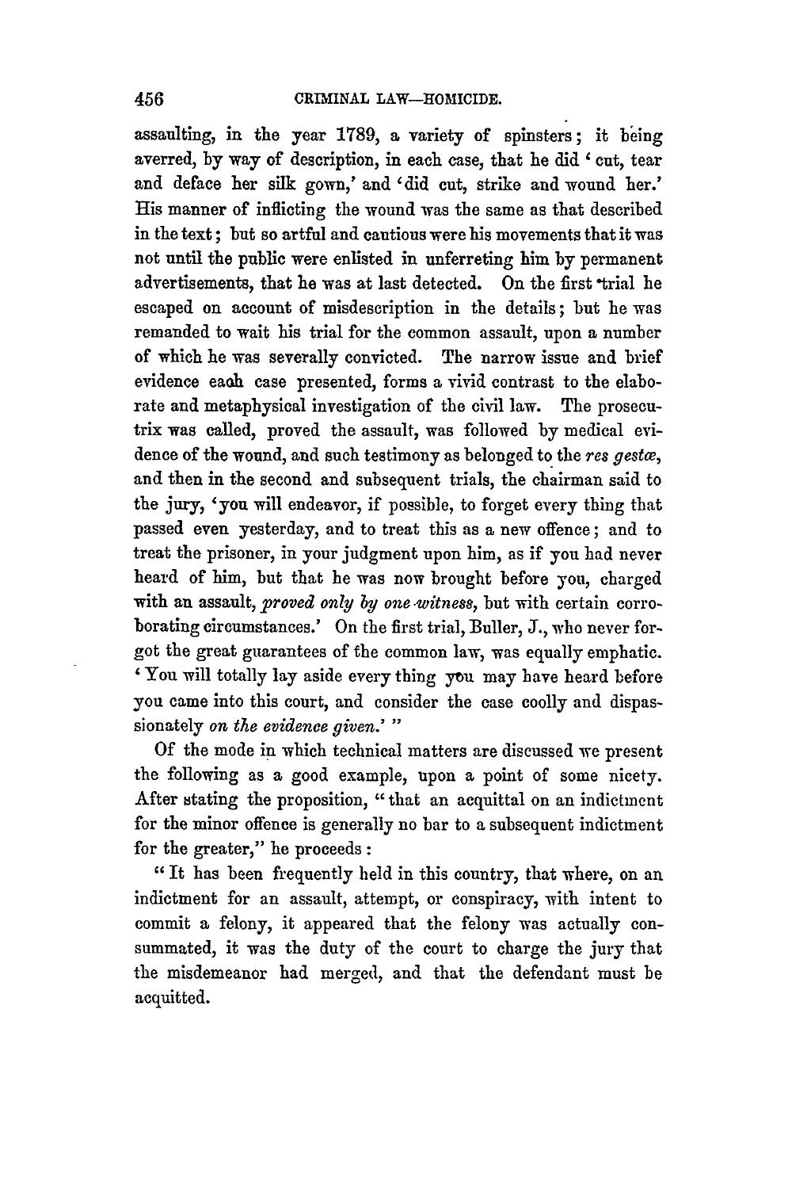assaulting, in the year 1789, a variety of spinsters; it being averred, by way of description, in each case, that he did 'cut, tear and deface her silk gown,' and 'did cut, strike and wound her.' His manner of inflicting the wound was the same as that described in the text; but so artful and cautious were his movements that it was not until the public were enlisted in unferreting him by permanent advertisements, that he was at last detected. On the first trial he escaped on account of misdescription in the details; but he was remanded to wait his trial for the common assault, upon a number of which he was severally convicted. The narrow issue and brief evidence each case presented, forms a vivid contrast to the elaborate and metaphysical investigation of the civil law. The prosecutrix was called, proved the assault, was followed by medical evidence of the wound, and such testimony as belonged to the *res gestæ*, and then in the second and subsequent trials, the chairman said to the jury, 'you will endeavor, if possible, to forget every thing that passed even yesterday, and to treat this as a new offence; and to treat the prisoner, in your judgment upon him, as if you had never heard of him, but that he was now brought before you, charged with an assault, *proved only by one witness*, but with certain corroborating circumstances.' On the first trial, Buller, J., who never forgot the great guarantees of the common law, was equally emphatic. 'You will totally lay aside every thing you may have heard before you came into this court, and consider the case coolly and dispassionately *on the evidence given*.' "

Of the mode in which technical matters are discussed we present the following as a good example, upon a point of some nicety. After stating the proposition, "that an acquittal on an indictment for the minor offence is generally no bar to a subsequent indictment for the greater," he proceeds:

"It has been frequently held in this country, that where, on an indictment for an assault, attempt, or conspiracy, with intent to commit a felony, it appeared that the felony was actually consummated, it was the duty of the court to charge the jury that the misdemeanor had merged, and that the defendant must be acquitted.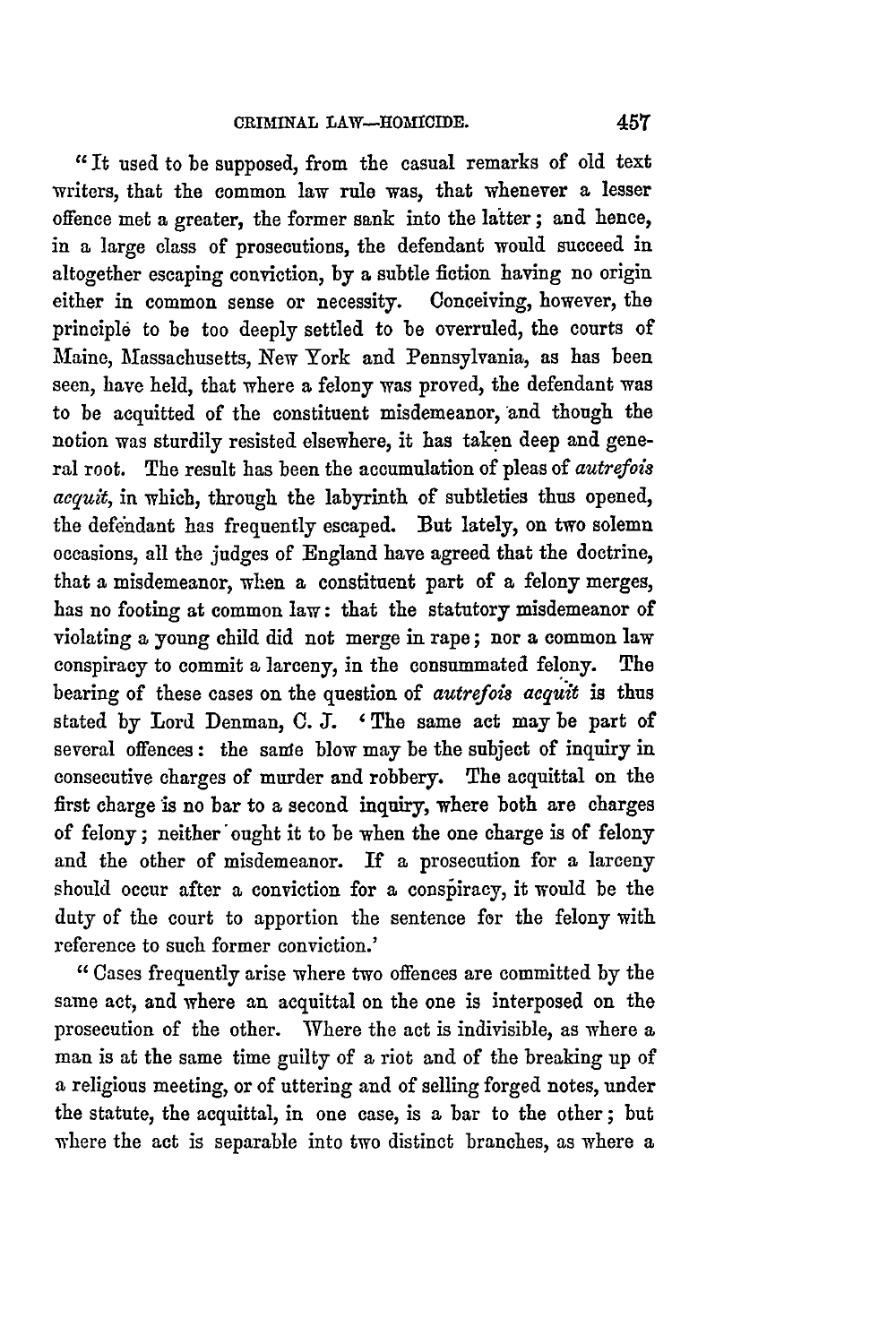"It used to be supposed, from the casual remarks of old text writers, that the common law rule was, that whenever a lesser offence met a greater, the former sank into the latter; and hence, in a large class of prosecutions, the defendant would succeed in altogether escaping conviction, by a subtle fiction having no origin either in common sense or necessity. Conceiving, however, the principle to be too deeply settled to be overruled, the courts of Maine, Massachusetts, New York and Pennsylvania, as has been seen, have held, that where a felony was proved, the defendant was to be acquitted of the constituent misdemeanor, and though the notion was sturdily resisted elsewhere, it has taken deep and general root. The result has been the accumulation of pleas of *autrefois acquit*, in which, through the labyrinth of subtleties thus opened, the defendant has frequently escaped. But lately, on two solemn occasions, all the judges of England have agreed that the doctrine, that a misdemeanor, when a constituent part of a felony merges, has no footing at common law: that the statutory misdemeanor of violating a young child did not merge in rape; nor a common law conspiracy to commit a larceny, in the consummated felony. The bearing of these cases on the question of *autrefois acquit* is thus stated by Lord Denman, C. J. 'The same act may be part of several offences: the same blow may be the subject of inquiry in consecutive charges of murder and robbery. The acquittal on the first charge is no bar to a second inquiry, where both are charges of felony; neither ought it to be when the one charge is of felony and the other of misdemeanor. If a prosecution for a larceny should occur after a conviction for a conspiracy, it would be the duty of the court to apportion the sentence for the felony with reference to such former conviction.'

"Cases frequently arise where two offences are committed by the same act, and where an acquittal on the one is interposed on the prosecution of the other. Where the act is indivisible, as where a man is at the same time guilty of a riot and of the breaking up of a religious meeting, or of uttering and of selling forged notes, under the statute, the acquittal, in one case, is a bar to the other; but where the act is separable into two distinct branches, as where a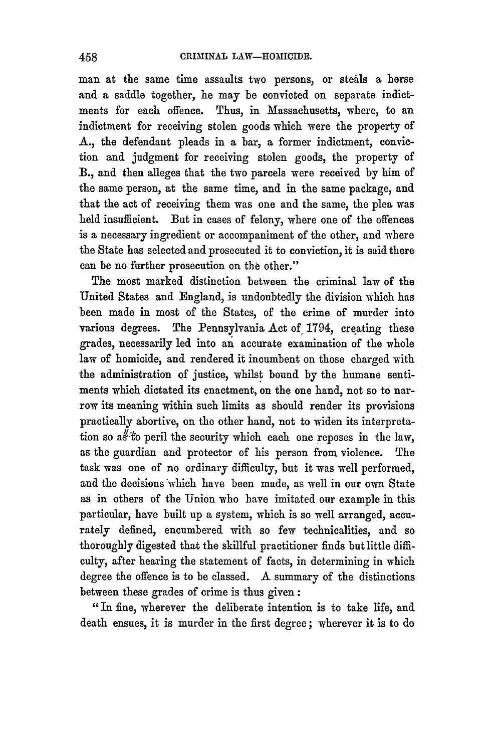man at the same time assaults two persons, or steals a horse and a saddle together, he may be convicted on separate indictments for each offence. Thus, in Massachusetts, where, to an indictment for receiving stolen goods which were the property of A., the defendant pleads in a bar, a former indictment, conviction and judgment for receiving stolen goods, the property of B., and then alleges that the two parcels were received by him of the same person, at the same time, and in the same package, and that the act of receiving them was one and the same, the plea was held insufficient. But in cases of felony, where one of the offences is a necessary ingredient or accompaniment of the other, and where the State has selected and prosecuted it to conviction, it is said there can be no further prosecution on the other."

The most marked distinction between the criminal law of the United States and England, is undoubtedly the division which has been made in most of the States, of the crime of murder into various degrees. The Pennsylvania Act of 1794, creating these grades, necessarily led into an accurate examination of the whole law of homicide, and rendered it incumbent on those charged with the administration of justice, whilst bound by the humane sentiments which dictated its enactment, on the one hand, not so to narrow its meaning within such limits as should render its provisions practically abortive, on the other hand, not to widen its interpretation so as to peril the security which each one reposes in the law, as the guardian and protector of his person from violence. The task was one of no ordinary difficulty, but it was well performed, and the decisions which have been made, as well in our own State as in others of the Union who have imitated our example in this particular, have built up a system, which is so well arranged, accurately defined, encumbered with so few technicalities, and so thoroughly digested that the skillful practitioner finds but little difficulty, after hearing the statement of facts, in determining in which degree the offence is to be classed. A summary of the distinctions between these grades of crime is thus given:

"In fine, wherever the deliberate intention is to take life, and death ensues, it is murder in the first degree; wherever it is to do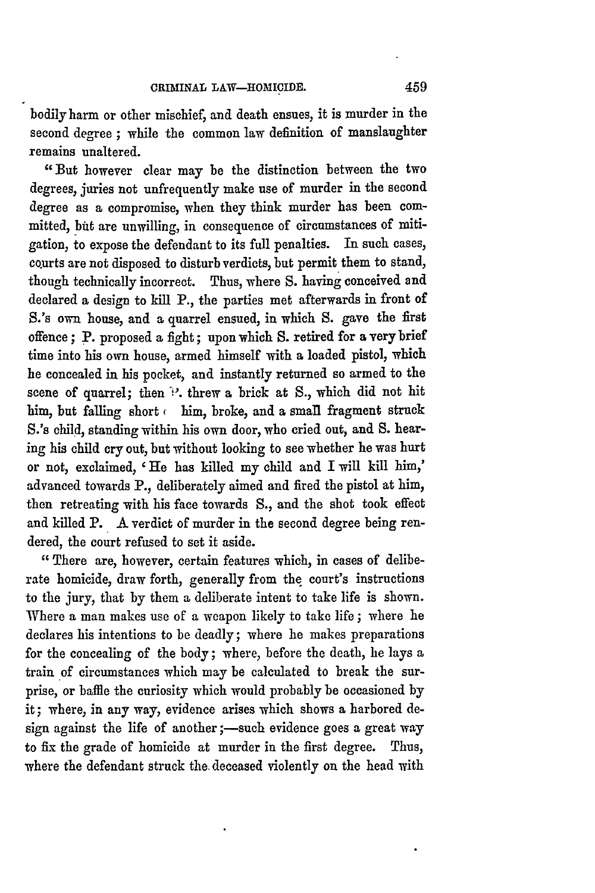bodily harm or other mischief, and death ensues, it is murder in the second degree; while the common law definition of manslaughter remains unaltered.

"But however clear may be the distinction between the two degrees, juries not unfrequently make use of murder in the second degree as a compromise, when they think murder has been committed, but are unwilling, in consequence of circumstances of mitigation, to expose the defendant to its full penalties. In such cases, courts are not disposed to disturb verdicts, but permit them to stand, though technically incorrect. Thus, where S. having conceived and declared a design to kill P., the parties met afterwards in front of S.'s own house, and a quarrel ensued, in which S. gave the first offence; P. proposed a fight; upon which S. retired for a very brief time into his own house, armed himself with a loaded pistol, which he concealed in his pocket, and instantly returned so armed to the scene of quarrel; then P. threw a brick at S., which did not hit him, but falling short of him, broke, and a small fragment struck S.'s child, standing within his own door, who cried out, and S. hearing his child cry out, but without looking to see whether he was hurt or not, exclaimed, 'He has killed my child and I will kill him,' advanced towards P., deliberately aimed and fired the pistol at him, then retreating with his face towards S., and the shot took effect and killed P. A verdict of murder in the second degree being rendered, the court refused to set it aside.

"There are, however, certain features which, in cases of deliberate homicide, draw forth, generally from the court's instructions to the jury, that by them a deliberate intent to take life is shown. Where a man makes use of a weapon likely to take life; where he declares his intentions to be deadly; where he makes preparations for the concealing of the body; where, before the death, he lays a train of circumstances which may be calculated to break the surprise, or baffle the curiosity which would probably be occasioned by it; where, in any way, evidence arises which shows a harbored design against the life of another;—such evidence goes a great way to fix the grade of homicide at murder in the first degree. Thus, where the defendant struck the deceased violently on the head with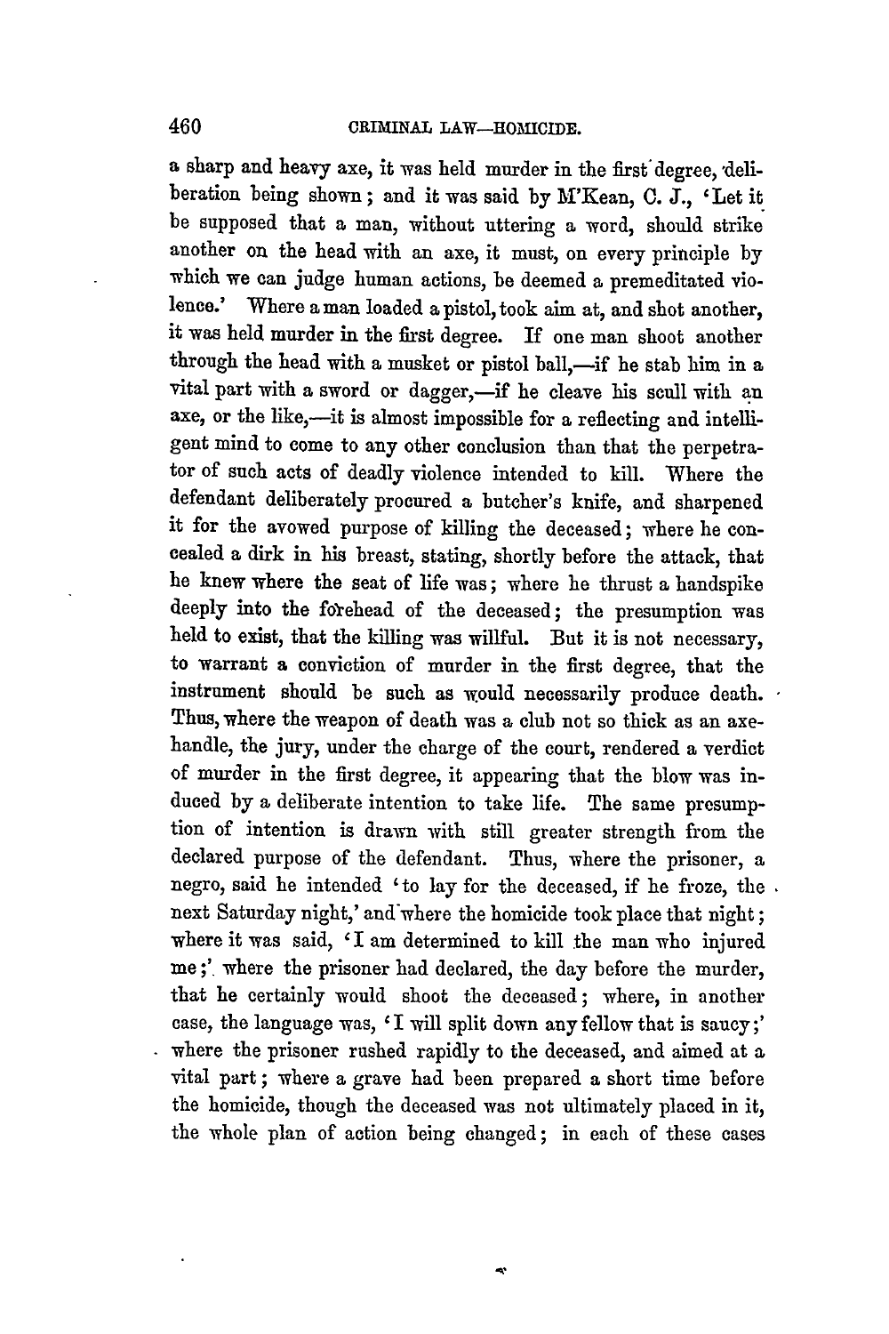a sharp and heavy axe, it was held murder in the first degree, deliberation being shown; and it was said by M'Kean, C. J., 'Let it be supposed that a man, without uttering a word, should strike another on the head with an axe, it must, on every principle by which we can judge human actions, be deemed a premeditated violence.' Where a man loaded a pistol, took aim at, and shot another, it was held murder in the first degree. If one man shoot another through the head with a musket or pistol ball,—if he stab him in a vital part with a sword or dagger,—if he cleave his scull with an axe, or the like,—it is almost impossible for a reflecting and intelligent mind to come to any other conclusion than that the perpetrator of such acts of deadly violence intended to kill. Where the defendant deliberately procured a butcher's knife, and sharpened it for the avowed purpose of killing the deceased; where he concealed a dirk in his breast, stating, shortly before the attack, that he knew where the seat of life was; where he thrust a handspike deeply into the forehead of the deceased; the presumption was held to exist, that the killing was willful. But it is not necessary, to warrant a conviction of murder in the first degree, that the instrument should be such as would necessarily produce death. Thus, where the weapon of death was a club not so thick as an axe-handle, the jury, under the charge of the court, rendered a verdict of murder in the first degree, it appearing that the blow was induced by a deliberate intention to take life. The same presumption of intention is drawn with still greater strength from the declared purpose of the defendant. Thus, where the prisoner, a negro, said he intended 'to lay for the deceased, if he froze, the next Saturday night,' and where the homicide took place that night; where it was said, 'I am determined to kill the man who injured me;' where the prisoner had declared, the day before the murder, that he certainly would shoot the deceased; where, in another case, the language was, 'I will split down any fellow that is saucy;' where the prisoner rushed rapidly to the deceased, and aimed at a vital part; where a grave had been prepared a short time before the homicide, though the deceased was not ultimately placed in it, the whole plan of action being changed; in each of these cases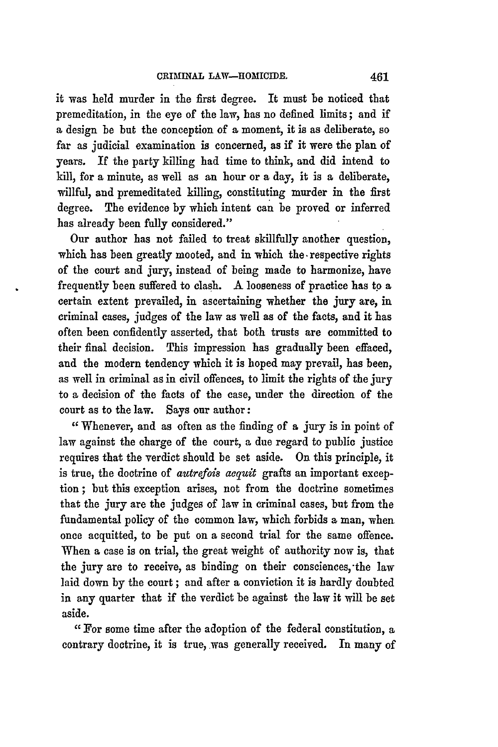it was held murder in the first degree. It must be noticed that premeditation, in the eye of the law, has no defined limits; and if a design be but the conception of a moment, it is as deliberate, so far as judicial examination is concerned, as if it were the plan of years. If the party killing had time to think, and did intend to kill, for a minute, as well as an hour or a day, it is a deliberate, willful, and premeditated killing, constituting murder in the first degree. The evidence by which intent can be proved or inferred has already been fully considered."

Our author has not failed to treat skillfully another question, which has been greatly mooted, and in which the respective rights of the court and jury, instead of being made to harmonize, have frequently been suffered to clash. A looseness of practice has to a certain extent prevailed, in ascertaining whether the jury are, in criminal cases, judges of the law as well as of the facts, and it has often been confidently asserted, that both trusts are committed to their final decision. This impression has gradually been effaced, and the modern tendency which it is hoped may prevail, has been, as well in criminal as in civil offences, to limit the rights of the jury to a decision of the facts of the case, under the direction of the court as to the law. Says our author:

"Whenever, and as often as the finding of a jury is in point of law against the charge of the court, a due regard to public justice requires that the verdict should be set aside. On this principle, it is true, the doctrine of *autrefois acquit* grafts an important exception; but this exception arises, not from the doctrine sometimes that the jury are the judges of law in criminal cases, but from the fundamental policy of the common law, which forbids a man, when once acquitted, to be put on a second trial for the same offence. When a case is on trial, the great weight of authority now is, that the jury are to receive, as binding on their consciences, the law laid down by the court; and after a conviction it is hardly doubted in any quarter that if the verdict be against the law it will be set aside.

"For some time after the adoption of the federal constitution, a contrary doctrine, it is true, was generally received. In many of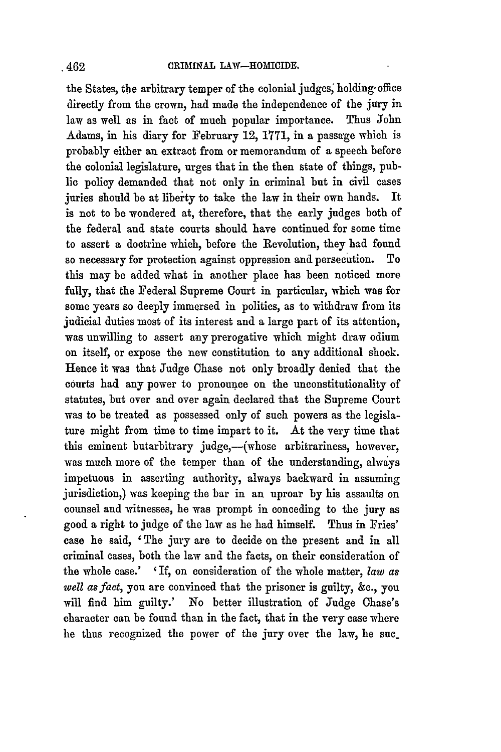the States, the arbitrary temper of the colonial judges, holding office directly from the crown, had made the independence of the jury in law as well as in fact of much popular importance. Thus John Adams, in his diary for February 12, 1771, in a passage which is probably either an extract from or memorandum of a speech before the colonial legislature, urges that in the then state of things, public policy demanded that not only in criminal but in civil cases juries should be at liberty to take the law in their own hands. It is not to be wondered at, therefore, that the early judges both of the federal and state courts should have continued for some time to assert a doctrine which, before the Revolution, they had found so necessary for protection against oppression and persecution. To this may be added what in another place has been noticed more fully, that the Federal Supreme Court in particular, which was for some years so deeply immersed in politics, as to withdraw from its judicial duties most of its interest and a large part of its attention, was unwilling to assert any prerogative which might draw odium on itself, or expose the new constitution to any additional shock. Hence it was that Judge Chase not only broadly denied that the courts had any power to pronounce on the unconstitutionality of statutes, but over and over again declared that the Supreme Court was to be treated as possessed only of such powers as the legislature might from time to time impart to it. At the very time that this eminent butarbitrary judge,—(whose arbitrariness, however, was much more of the temper than of the understanding, always impetuous in asserting authority, always backward in assuming jurisdiction,) was keeping the bar in an uproar by his assaults on counsel and witnesses, he was prompt in conceding to the jury as good a right to judge of the law as he had himself. Thus in Fries' case he said, 'The jury are to decide on the present and in all criminal cases, both the law and the facts, on their consideration of the whole case.' 'If, on consideration of the whole matter, *law as well as fact*, you are convinced that the prisoner is guilty, &c., you will find him guilty.' No better illustration of Judge Chase's character can be found than in the fact, that in the very case where he thus recognized the power of the jury over the law, he suc-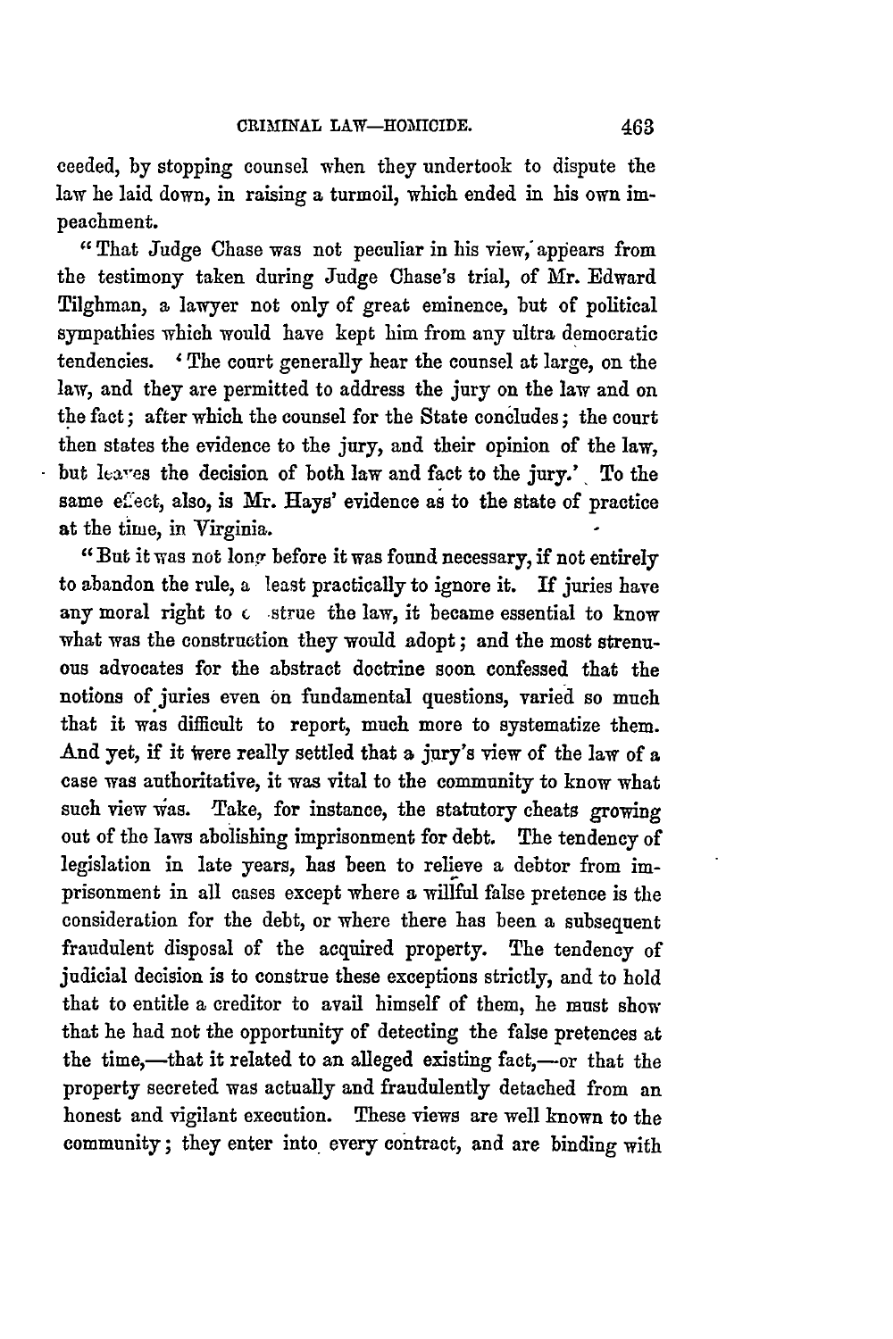ceeded, by stopping counsel when they undertook to dispute the law he laid down, in raising a turmoil, which ended in his own impeachment.

"That Judge Chase was not peculiar in his view, appears from the testimony taken during Judge Chase's trial, of Mr. Edward Tilghman, a lawyer not only of great eminence, but of political sympathies which would have kept him from any ultra democratic tendencies. 'The court generally hear the counsel at large, on the law, and they are permitted to address the jury on the law and on the fact; after which the counsel for the State concludes; the court then states the evidence to the jury, and their opinion of the law, but leaves the decision of both law and fact to the jury.' To the same effect, also, is Mr. Hays' evidence as to the state of practice at the time, in Virginia.

"But it was not long before it was found necessary, if not entirely to abandon the rule, at least practically to ignore it. If juries have any moral right to construe the law, it became essential to know what was the construction they would adopt; and the most strenuous advocates for the abstract doctrine soon confessed that the notions of juries even on fundamental questions, varied so much that it was difficult to report, much more to systematize them. And yet, if it were really settled that a jury's view of the law of a case was authoritative, it was vital to the community to know what such view was. Take, for instance, the statutory cheats growing out of the laws abolishing imprisonment for debt. The tendency of legislation in late years, has been to relieve a debtor from imprisonment in all cases except where a willful false pretence is the consideration for the debt, or where there has been a subsequent fraudulent disposal of the acquired property. The tendency of judicial decision is to construe these exceptions strictly, and to hold that to entitle a creditor to avail himself of them, he must show that he had not the opportunity of detecting the false pretences at the time,—that it related to an alleged existing fact,—or that the property secreted was actually and fraudulently detached from an honest and vigilant execution. These views are well known to the community; they enter into every contract, and are binding with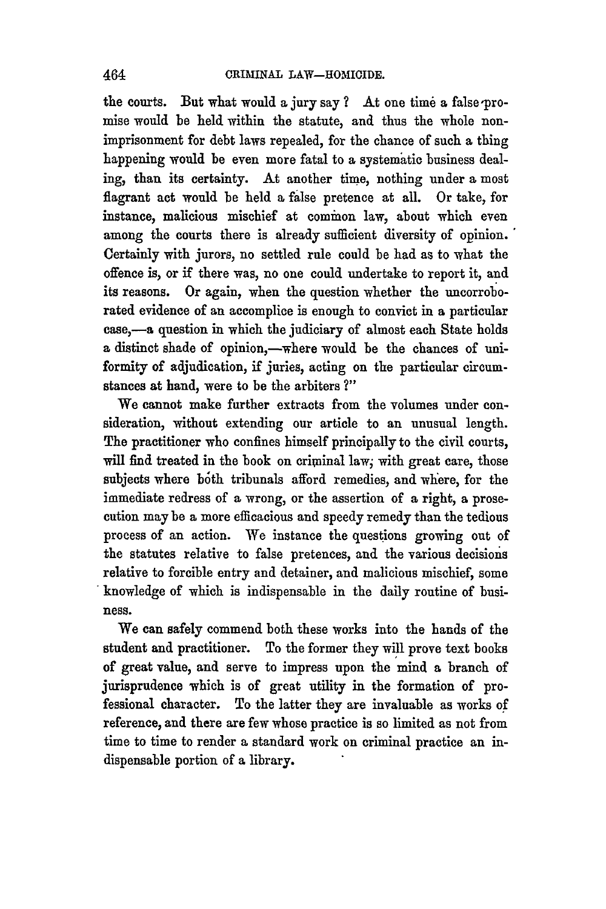the courts. But what would a jury say? At one time a false promise would be held within the statute, and thus the whole non-imprisonment for debt laws repealed, for the chance of such a thing happening would be even more fatal to a systematic business dealing, than its certainty. At another time, nothing under a most flagrant act would be held a false pretence at all. Or take, for instance, malicious mischief at common law, about which even among the courts there is already sufficient diversity of opinion. Certainly with jurors, no settled rule could be had as to what the offence is, or if there was, no one could undertake to report it, and its reasons. Or again, when the question whether the uncorroborated evidence of an accomplice is enough to convict in a particular case,—a question in which the judiciary of almost each State holds a distinct shade of opinion,—where would be the chances of uniformity of adjudication, if juries, acting on the particular circumstances at hand, were to be the arbiters?"

We cannot make further extracts from the volumes under consideration, without extending our article to an unusual length. The practitioner who confines himself principally to the civil courts, will find treated in the book on criminal law, with great care, those subjects where both tribunals afford remedies, and where, for the immediate redress of a wrong, or the assertion of a right, a prosecution may be a more efficacious and speedy remedy than the tedious process of an action. We instance the questions growing out of the statutes relative to false pretences, and the various decisions relative to forcible entry and detainer, and malicious mischief, some knowledge of which is indispensable in the daily routine of business.

We can safely commend both these works into the hands of the student and practitioner. To the former they will prove text books of great value, and serve to impress upon the mind a branch of jurisprudence which is of great utility in the formation of professional character. To the latter they are invaluable as works of reference, and there are few whose practice is so limited as not from time to time to render a standard work on criminal practice an indispensable portion of a library.